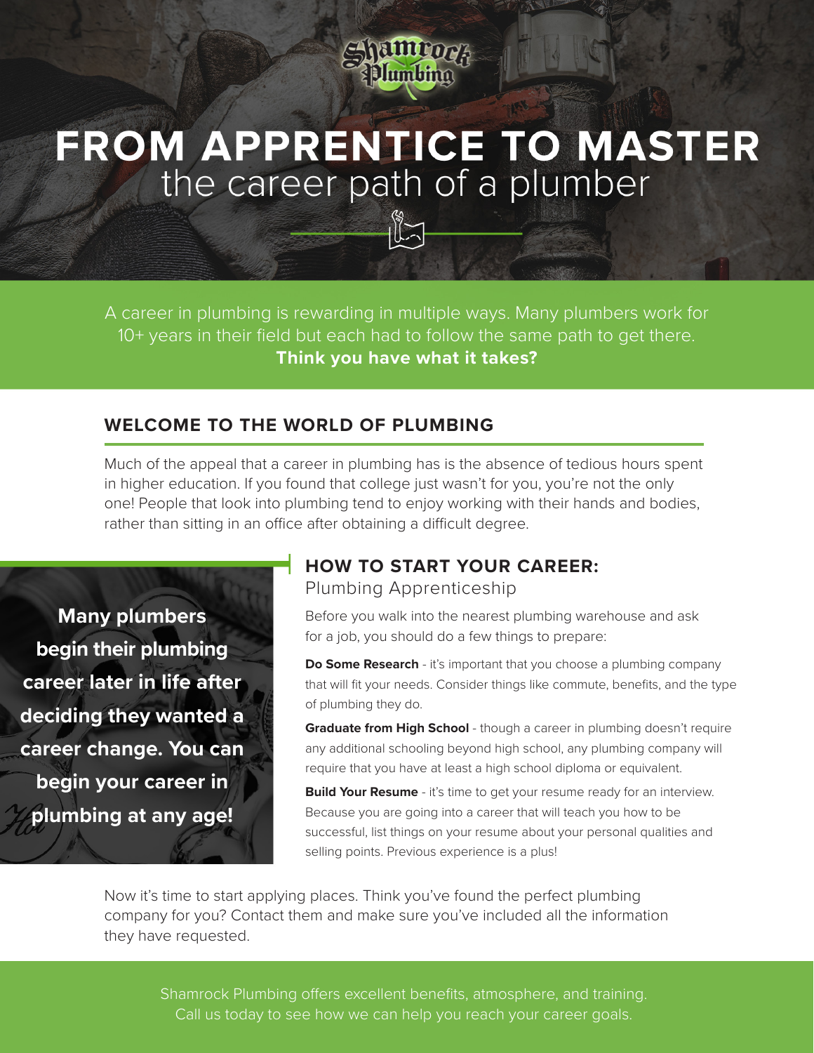# FROM APPRENTICE TO MASTER

## the career path of a plumber

A career in plumbing is rewarding in multiple ways. Many plumbers work for 10+ years in their field but each had to follow the same path to get there. **Think you have what it takes?**

## WELCOME TO THE WORLD OF PLUMBING

Much of the appeal that a career in plumbing has is the absence of tedious hours spent in higher education. If you found that college just wasn't for you, you're not the only one! People that look into plumbing tend to enjoy working with their hands and bodies, rather than sitting in an office after obtaining a difficult degree.

**Many plumbers begin their plumbing career later in life after deciding they wanted a career change. You can begin your career in plumbing at any age!**

## HOW TO START YOUR CAREER:

### Plumbing Apprenticeship

Before you walk into the nearest plumbing warehouse and ask for a job, you should do a few things to prepare:

**Do Some Research** - it's important that you choose a plumbing company that will fit your needs. Consider things like commute, benefits, and the type of plumbing they do.

**Graduate from High School** - though a career in plumbing doesn't require any additional schooling beyond high school, any plumbing company will require that you have at least a high school diploma or equivalent.

**Build Your Resume** - it's time to get your resume ready for an interview. Because you are going into a career that will teach you how to be successful, list things on your resume about your personal qualities and selling points. Previous experience is a plus!

Now it's time to start applying places. Think you've found the perfect plumbing company for you? Contact them and make sure you've included all the information they have requested.

Shamrock Plumbing offers excellent benefits, atmosphere, and training. Call us today to see how we can help you reach your career goals.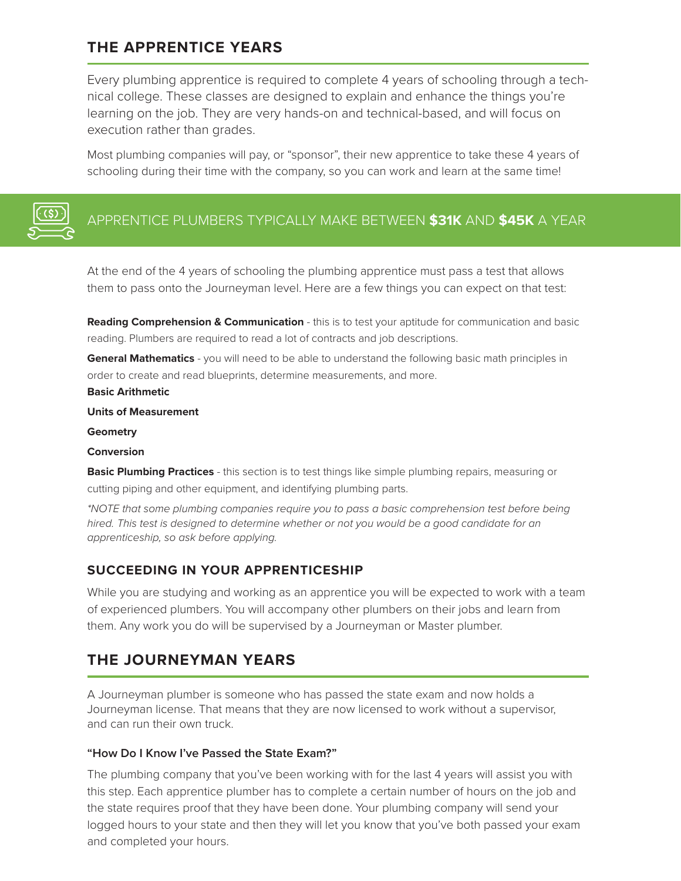## THE APPRENTICE YEARS

Every plumbing apprentice is required to complete 4 years of schooling through a technical college. These classes are designed to explain and enhance the things you're learning on the job. They are very hands-on and technical-based, and will focus on execution rather than grades.

Most plumbing companies will pay, or "sponsor", their new apprentice to take these 4 years of schooling during their time with the company, so you can work and learn at the same time!

APPRENTICE PLUMBERS TYPICALLY MAKE BETWEEN **$31K** AND **$45K** A YEAR

At the end of the 4 years of schooling the plumbing apprentice must pass a test that allows them to pass onto the Journeyman level. Here are a few things you can expect on that test:

**Reading Comprehension & Communication** - this is to test your aptitude for communication and basic reading. Plumbers are required to read a lot of contracts and job descriptions.

**General Mathematics** - you will need to be able to understand the following basic math principles in order to create and read blueprints, determine measurements, and more.

**Basic Arithmetic**

**Units of Measurement**

**Geometry**

**Conversion**

**Basic Plumbing Practices** - this section is to test things like simple plumbing repairs, measuring or cutting piping and other equipment, and identifying plumbing parts.

*\*NOTE that some plumbing companies require you to pass a basic comprehension test before being hired. This test is designed to determine whether or not you would be a good candidate for an apprenticeship, so ask before applying.*

### SUCCEEDING IN YOUR APPRENTICESHIP

While you are studying and working as an apprentice you will be expected to work with a team of experienced plumbers. You will accompany other plumbers on their jobs and learn from them. Any work you do will be supervised by a Journeyman or Master plumber.

## THE JOURNEYMAN YEARS

A Journeyman plumber is someone who has passed the state exam and now holds a Journeyman license. That means that they are now licensed to work without a supervisor, and can run their own truck.

#### "How Do I Know I've Passed the State Exam?"

The plumbing company that you've been working with for the last 4 years will assist you with this step. Each apprentice plumber has to complete a certain number of hours on the job and the state requires proof that they have been done. Your plumbing company will send your logged hours to your state and then they will let you know that you've both passed your exam and completed your hours.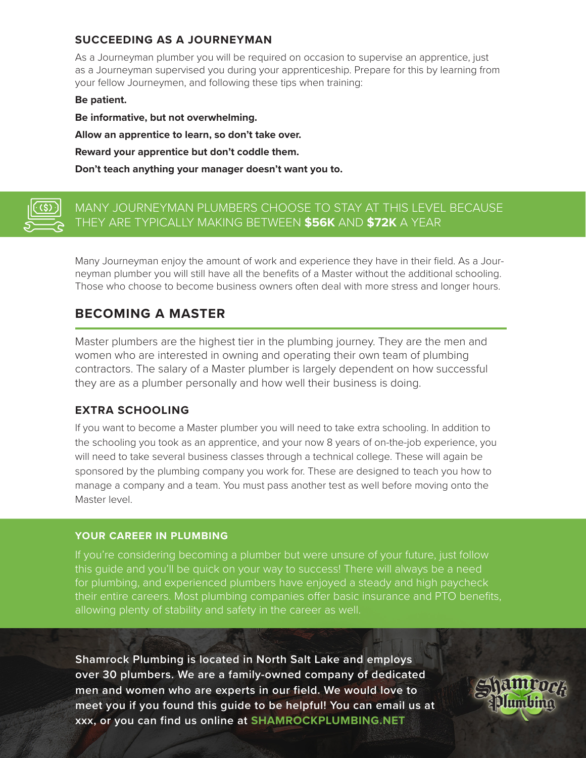### SUCCEEDING AS A JOURNEYMAN

As a Journeyman plumber you will be required on occasion to supervise an apprentice, just as a Journeyman supervised you during your apprenticeship. Prepare for this by learning from your fellow Journeymen, and following these tips when training:

**Be patient.**

**Be informative, but not overwhelming.**

**Allow an apprentice to learn, so don't take over.**

**Reward your apprentice but don't coddle them.**

**Don't teach anything your manager doesn't want you to.**

MANY JOURNEYMAN PLUMBERS CHOOSE TO STAY AT THIS LEVEL BECAUSE THEY ARE TYPICALLY MAKING BETWEEN **$56K** AND **$72K** A YEAR

Many Journeyman enjoy the amount of work and experience they have in their field. As a Journeyman plumber you will still have all the benefits of a Master without the additional schooling. Those who choose to become business owners often deal with more stress and longer hours.

## BECOMING A MASTER

Master plumbers are the highest tier in the plumbing journey. They are the men and women who are interested in owning and operating their own team of plumbing contractors. The salary of a Master plumber is largely dependent on how successful they are as a plumber personally and how well their business is doing.

### EXTRA SCHOOLING

If you want to become a Master plumber you will need to take extra schooling. In addition to the schooling you took as an apprentice, and your now 8 years of on-the-job experience, you will need to take several business classes through a technical college. These will again be sponsored by the plumbing company you work for. These are designed to teach you how to manage a company and a team. You must pass another test as well before moving onto the Master level.

### YOUR CAREER IN PLUMBING

If you're considering becoming a plumber but were unsure of your future, just follow this guide and you'll be quick on your way to success! There will always be a need for plumbing, and experienced plumbers have enjoyed a steady and high paycheck their entire careers. Most plumbing companies offer basic insurance and PTO benefits, allowing plenty of stability and safety in the career as well.

**Shamrock Plumbing is located in North Salt Lake and employs over 30 plumbers. We are a family-owned company of dedicated men and women who are experts in our field. We would love to meet you if you found this guide to be helpful! You can email us at xxx, or you can find us online at SHAMROCKPLUMBING.NET**

Shamrock Plumbing